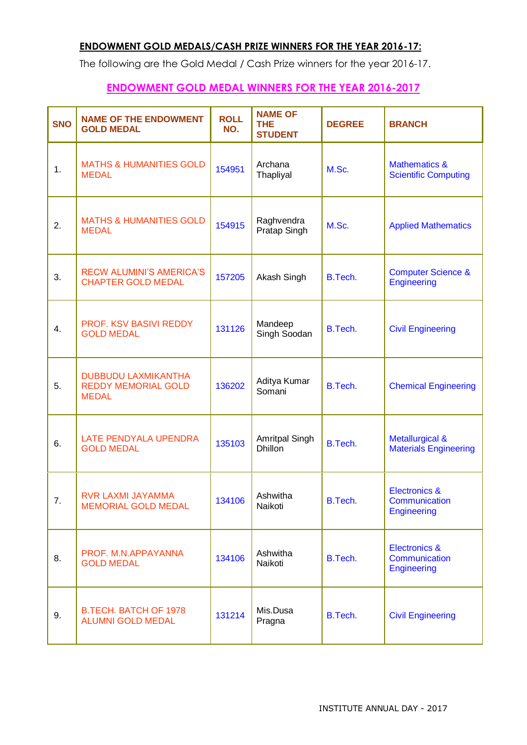**ENDOWMENT GOLD MEDALS/CASH PRIZE WINNERS FOR THE YEAR 2016-17:**

The following are the Gold Medal / Cash Prize winners for the year 2016-17.

## ENDOWMENT GOLD MEDAL WINNERS FOR THE YEAR 2016-2017

| SNO | NAME OF THE ENDOWMENT GOLD MEDAL | ROLL NO. | NAME OF THE STUDENT | DEGREE | BRANCH |
|---|---|---|---|---|---|
| 1. | MATHS & HUMANITIES GOLD MEDAL | 154951 | Archana Thapliyal | M.Sc. | Mathematics & Scientific Computing |
| 2. | MATHS & HUMANITIES GOLD MEDAL | 154915 | Raghvendra Pratap Singh | M.Sc. | Applied Mathematics |
| 3. | RECW ALUMINI'S AMERICA'S CHAPTER GOLD MEDAL | 157205 | Akash Singh | B.Tech. | Computer Science & Engineering |
| 4. | PROF. KSV BASIVI REDDY GOLD MEDAL | 131126 | Mandeep Singh Soodan | B.Tech. | Civil Engineering |
| 5. | DUBBUDU LAXMIKANTHA REDDY MEMORIAL GOLD MEDAL | 136202 | Aditya Kumar Somani | B.Tech. | Chemical Engineering |
| 6. | LATE PENDYALA UPENDRA GOLD MEDAL | 135103 | Amritpal Singh Dhillon | B.Tech. | Metallurgical & Materials Engineering |
| 7. | RVR LAXMI JAYAMMA MEMORIAL GOLD MEDAL | 134106 | Ashwitha Naikoti | B.Tech. | Electronics & Communication Engineering |
| 8. | PROF. M.N.APPAYANNA GOLD MEDAL | 134106 | Ashwitha Naikoti | B.Tech. | Electronics & Communication Engineering |
| 9. | B.TECH. BATCH OF 1978 ALUMNI GOLD MEDAL | 131214 | Mis.Dusa Pragna | B.Tech. | Civil Engineering |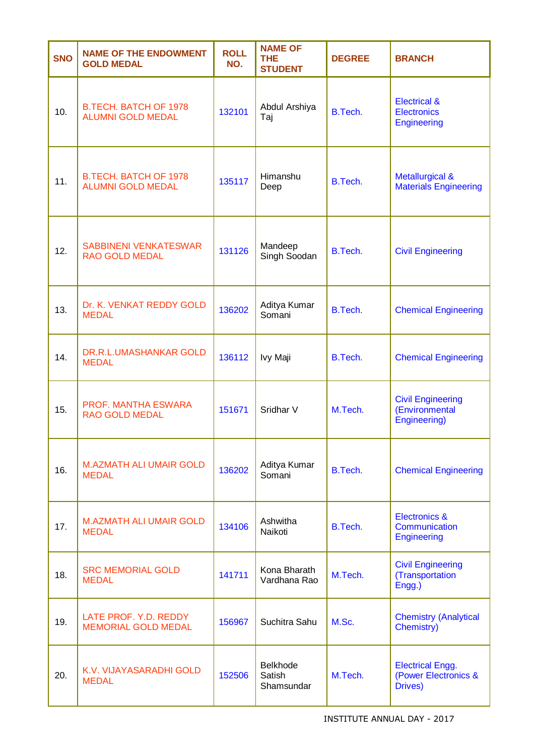| SNO | NAME OF THE ENDOWMENT GOLD MEDAL | ROLL NO. | NAME OF THE STUDENT | DEGREE | BRANCH |
|---|---|---|---|---|---|
| 10. | B.TECH. BATCH OF 1978 ALUMNI GOLD MEDAL | 132101 | Abdul Arshiya Taj | B.Tech. | Electrical & Electronics Engineering |
| 11. | B.TECH. BATCH OF 1978 ALUMNI GOLD MEDAL | 135117 | Himanshu Deep | B.Tech. | Metallurgical & Materials Engineering |
| 12. | SABBINENI VENKATESWAR RAO GOLD MEDAL | 131126 | Mandeep Singh Soodan | B.Tech. | Civil Engineering |
| 13. | Dr. K. VENKAT REDDY GOLD MEDAL | 136202 | Aditya Kumar Somani | B.Tech. | Chemical Engineering |
| 14. | DR.R.L.UMASHANKAR GOLD MEDAL | 136112 | Ivy Maji | B.Tech. | Chemical Engineering |
| 15. | PROF. MANTHA ESWARA RAO GOLD MEDAL | 151671 | Sridhar V | M.Tech. | Civil Engineering (Environmental Engineering) |
| 16. | M.AZMATH ALI UMAIR GOLD MEDAL | 136202 | Aditya Kumar Somani | B.Tech. | Chemical Engineering |
| 17. | M.AZMATH ALI UMAIR GOLD MEDAL | 134106 | Ashwitha Naikoti | B.Tech. | Electronics & Communication Engineering |
| 18. | SRC MEMORIAL GOLD MEDAL | 141711 | Kona Bharath Vardhana Rao | M.Tech. | Civil Engineering (Transportation Engg.) |
| 19. | LATE PROF. Y.D. REDDY MEMORIAL GOLD MEDAL | 156967 | Suchitra Sahu | M.Sc. | Chemistry (Analytical Chemistry) |
| 20. | K.V. VIJAYASARADHI GOLD MEDAL | 152506 | Belkhode Satish Shamsundar | M.Tech. | Electrical Engg. (Power Electronics & Drives) |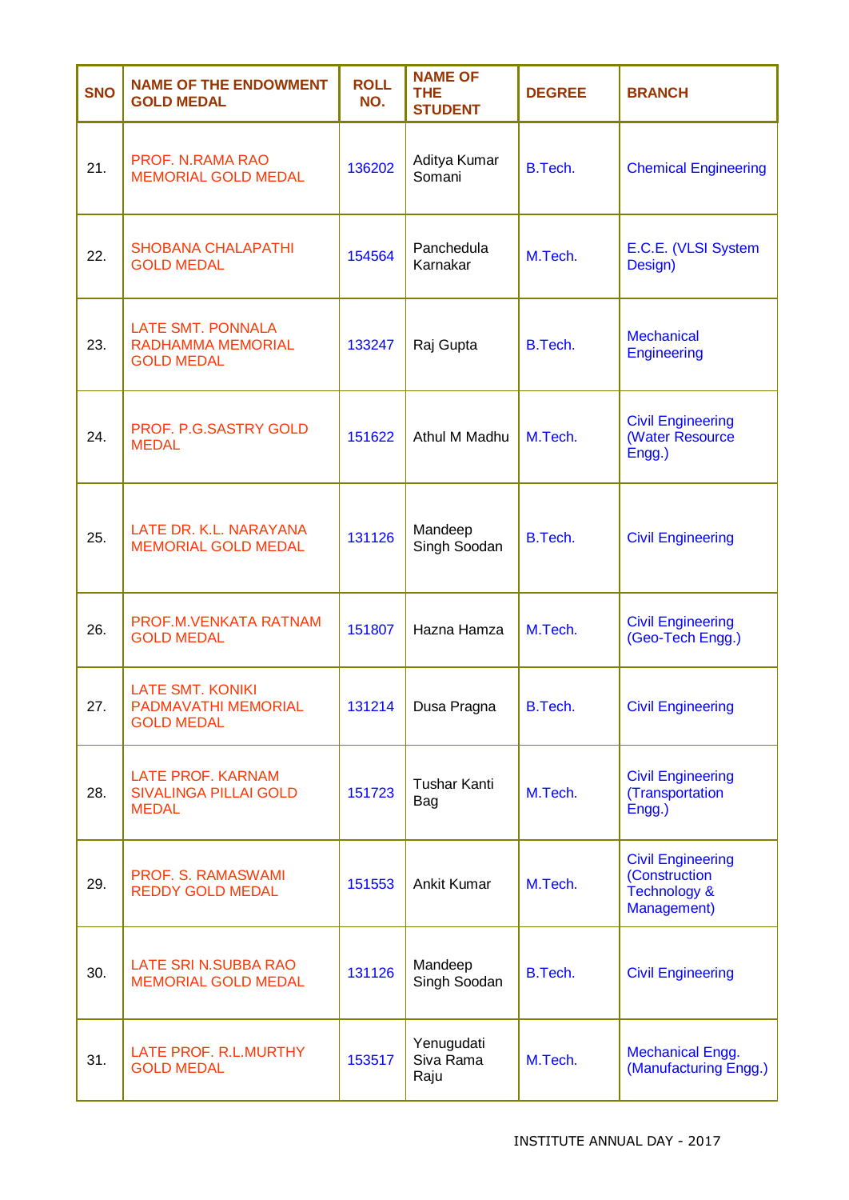| SNO | NAME OF THE ENDOWMENT GOLD MEDAL | ROLL NO. | NAME OF THE STUDENT | DEGREE | BRANCH |
|---|---|---|---|---|---|
| 21. | PROF. N.RAMA RAO MEMORIAL GOLD MEDAL | 136202 | Aditya Kumar Somani | B.Tech. | Chemical Engineering |
| 22. | SHOBANA CHALAPATHI GOLD MEDAL | 154564 | Panchedula Karnakar | M.Tech. | E.C.E. (VLSI System Design) |
| 23. | LATE SMT. PONNALA RADHAMMA MEMORIAL GOLD MEDAL | 133247 | Raj Gupta | B.Tech. | Mechanical Engineering |
| 24. | PROF. P.G.SASTRY GOLD MEDAL | 151622 | Athul M Madhu | M.Tech. | Civil Engineering (Water Resource Engg.) |
| 25. | LATE DR. K.L. NARAYANA MEMORIAL GOLD MEDAL | 131126 | Mandeep Singh Soodan | B.Tech. | Civil Engineering |
| 26. | PROF.M.VENKATA RATNAM GOLD MEDAL | 151807 | Hazna Hamza | M.Tech. | Civil Engineering (Geo-Tech Engg.) |
| 27. | LATE SMT. KONIKI PADMAVATHI MEMORIAL GOLD MEDAL | 131214 | Dusa Pragna | B.Tech. | Civil Engineering |
| 28. | LATE PROF. KARNAM SIVALINGA PILLAI GOLD MEDAL | 151723 | Tushar Kanti Bag | M.Tech. | Civil Engineering (Transportation Engg.) |
| 29. | PROF. S. RAMASWAMI REDDY GOLD MEDAL | 151553 | Ankit Kumar | M.Tech. | Civil Engineering (Construction Technology & Management) |
| 30. | LATE SRI N.SUBBA RAO MEMORIAL GOLD MEDAL | 131126 | Mandeep Singh Soodan | B.Tech. | Civil Engineering |
| 31. | LATE PROF. R.L.MURTHY GOLD MEDAL | 153517 | Yenugudati Siva Rama Raju | M.Tech. | Mechanical Engg. (Manufacturing Engg.) |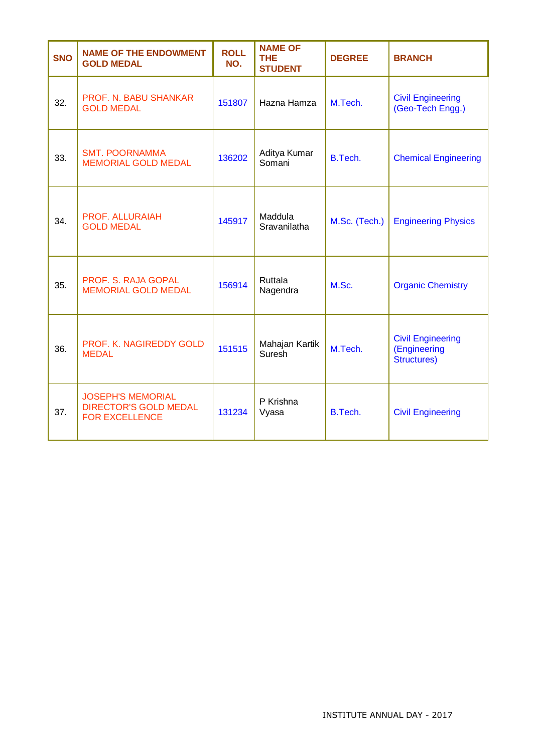| SNO | NAME OF THE ENDOWMENT GOLD MEDAL | ROLL NO. | NAME OF THE STUDENT | DEGREE | BRANCH |
|---|---|---|---|---|---|
| 32. | PROF. N. BABU SHANKAR GOLD MEDAL | 151807 | Hazna Hamza | M.Tech. | Civil Engineering (Geo-Tech Engg.) |
| 33. | SMT. POORNAMMA MEMORIAL GOLD MEDAL | 136202 | Aditya Kumar Somani | B.Tech. | Chemical Engineering |
| 34. | PROF. ALLURAIAH GOLD MEDAL | 145917 | Maddula Sravanilatha | M.Sc. (Tech.) | Engineering Physics |
| 35. | PROF. S. RAJA GOPAL MEMORIAL GOLD MEDAL | 156914 | Ruttala Nagendra | M.Sc. | Organic Chemistry |
| 36. | PROF. K. NAGIREDDY GOLD MEDAL | 151515 | Mahajan Kartik Suresh | M.Tech. | Civil Engineering (Engineering Structures) |
| 37. | JOSEPH'S MEMORIAL DIRECTOR'S GOLD MEDAL FOR EXCELLENCE | 131234 | P Krishna Vyasa | B.Tech. | Civil Engineering |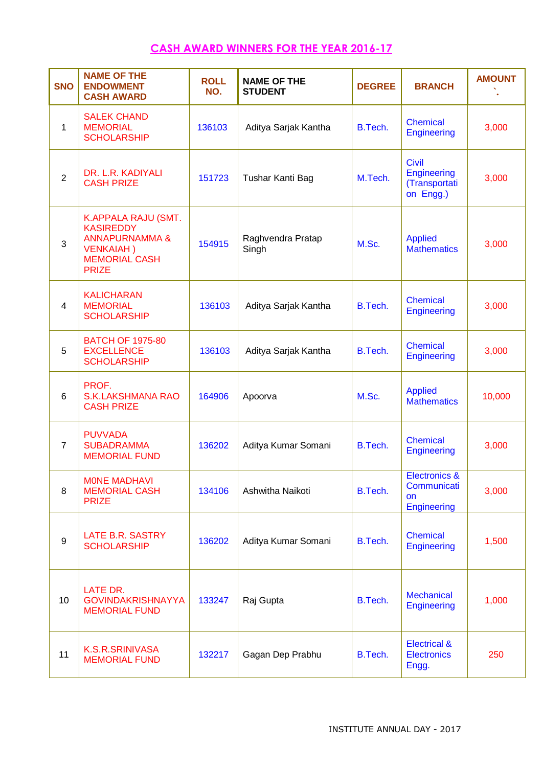## CASH AWARD WINNERS FOR THE YEAR 2016-17

| SNO | NAME OF THE ENDOWMENT CASH AWARD | ROLL NO. | NAME OF THE STUDENT | DEGREE | BRANCH | AMOUNT ` |
|---|---|---|---|---|---|---|
| 1 | SALEK CHAND MEMORIAL SCHOLARSHIP | 136103 | Aditya Sarjak Kantha | B.Tech. | Chemical Engineering | 3,000 |
| 2 | DR. L.R. KADIYALI CASH PRIZE | 151723 | Tushar Kanti Bag | M.Tech. | Civil Engineering (Transportation Engg.) | 3,000 |
| 3 | K.APPALA RAJU (SMT. KASIREDDY ANNAPURNAMMA & VENKAIAH ) MEMORIAL CASH PRIZE | 154915 | Raghvendra Pratap Singh | M.Sc. | Applied Mathematics | 3,000 |
| 4 | KALICHARAN MEMORIAL SCHOLARSHIP | 136103 | Aditya Sarjak Kantha | B.Tech. | Chemical Engineering | 3,000 |
| 5 | BATCH OF 1975-80 EXCELLENCE SCHOLARSHIP | 136103 | Aditya Sarjak Kantha | B.Tech. | Chemical Engineering | 3,000 |
| 6 | PROF. S.K.LAKSHMANA RAO CASH PRIZE | 164906 | Apoorva | M.Sc. | Applied Mathematics | 10,000 |
| 7 | PUVVADA SUBADRAMMA MEMORIAL FUND | 136202 | Aditya Kumar Somani | B.Tech. | Chemical Engineering | 3,000 |
| 8 | M0NE MADHAVI MEMORIAL CASH PRIZE | 134106 | Ashwitha Naikoti | B.Tech. | Electronics & Communication Engineering | 3,000 |
| 9 | LATE B.R. SASTRY SCHOLARSHIP | 136202 | Aditya Kumar Somani | B.Tech. | Chemical Engineering | 1,500 |
| 10 | LATE DR. GOVINDAKRISHNAYYA MEMORIAL FUND | 133247 | Raj Gupta | B.Tech. | Mechanical Engineering | 1,000 |
| 11 | K.S.R.SRINIVASA MEMORIAL FUND | 132217 | Gagan Dep Prabhu | B.Tech. | Electrical & Electronics Engg. | 250 |

INSTITUTE ANNUAL DAY - 2017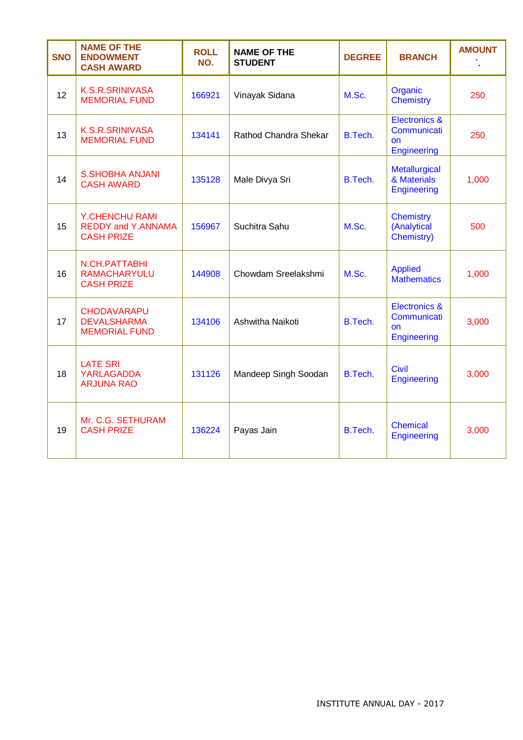| SNO | NAME OF THE ENDOWMENT CASH AWARD | ROLL NO. | NAME OF THE STUDENT | DEGREE | BRANCH | AMOUNT ` |
|---|---|---|---|---|---|---|
| 12 | K.S.R.SRINIVASA MEMORIAL FUND | 166921 | Vinayak Sidana | M.Sc. | Organic Chemistry | 250 |
| 13 | K.S.R.SRINIVASA MEMORIAL FUND | 134141 | Rathod Chandra Shekar | B.Tech. | Electronics & Communication Engineering | 250 |
| 14 | S.SHOBHA ANJANI CASH AWARD | 135128 | Male Divya Sri | B.Tech. | Metallurgical & Materials Engineering | 1,000 |
| 15 | Y.CHENCHU RAMI REDDY and Y.ANNAMA CASH PRIZE | 156967 | Suchitra Sahu | M.Sc. | Chemistry (Analytical Chemistry) | 500 |
| 16 | N.CH.PATTABHI RAMACHARYULU CASH PRIZE | 144908 | Chowdam Sreelakshmi | M.Sc. | Applied Mathematics | 1,000 |
| 17 | CHODAVARAPU DEVALSHARMA MEMORIAL FUND | 134106 | Ashwitha Naikoti | B.Tech. | Electronics & Communication Engineering | 3,000 |
| 18 | LATE SRI YARLAGADDA ARJUNA RAO | 131126 | Mandeep Singh Soodan | B.Tech. | Civil Engineering | 3,000 |
| 19 | Mr. C.G. SETHURAM CASH PRIZE | 136224 | Payas Jain | B.Tech. | Chemical Engineering | 3,000 |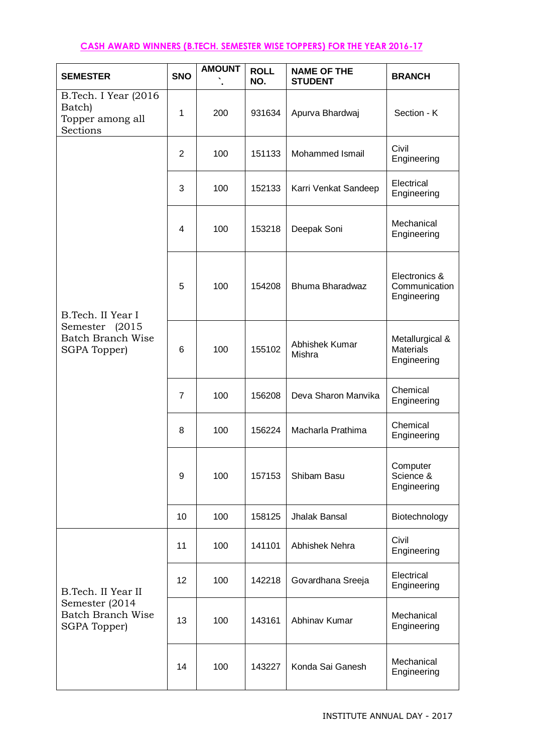## CASH AWARD WINNERS (B.TECH. SEMESTER WISE TOPPERS) FOR THE YEAR 2016-17

| SEMESTER | SNO | AMOUNT ` | ROLL NO. | NAME OF THE STUDENT | BRANCH |
|---|---|---|---|---|---|
| B.Tech. I Year (2016 Batch) Topper among all Sections | 1 | 200 | 931634 | Apurva Bhardwaj | Section - K |
| B.Tech. II Year I Semester (2015 Batch Branch Wise SGPA Topper) | 2 | 100 | 151133 | Mohammed Ismail | Civil Engineering |
| | 3 | 100 | 152133 | Karri Venkat Sandeep | Electrical Engineering |
| | 4 | 100 | 153218 | Deepak Soni | Mechanical Engineering |
| | 5 | 100 | 154208 | Bhuma Bharadwaz | Electronics & Communication Engineering |
| | 6 | 100 | 155102 | Abhishek Kumar Mishra | Metallurgical & Materials Engineering |
| | 7 | 100 | 156208 | Deva Sharon Manvika | Chemical Engineering |
| | 8 | 100 | 156224 | Macharla Prathima | Chemical Engineering |
| | 9 | 100 | 157153 | Shibam Basu | Computer Science & Engineering |
| | 10 | 100 | 158125 | Jhalak Bansal | Biotechnology |
| B.Tech. II Year II Semester (2014 Batch Branch Wise SGPA Topper) | 11 | 100 | 141101 | Abhishek Nehra | Civil Engineering |
| | 12 | 100 | 142218 | Govardhana Sreeja | Electrical Engineering |
| | 13 | 100 | 143161 | Abhinav Kumar | Mechanical Engineering |
| | 14 | 100 | 143227 | Konda Sai Ganesh | Mechanical Engineering |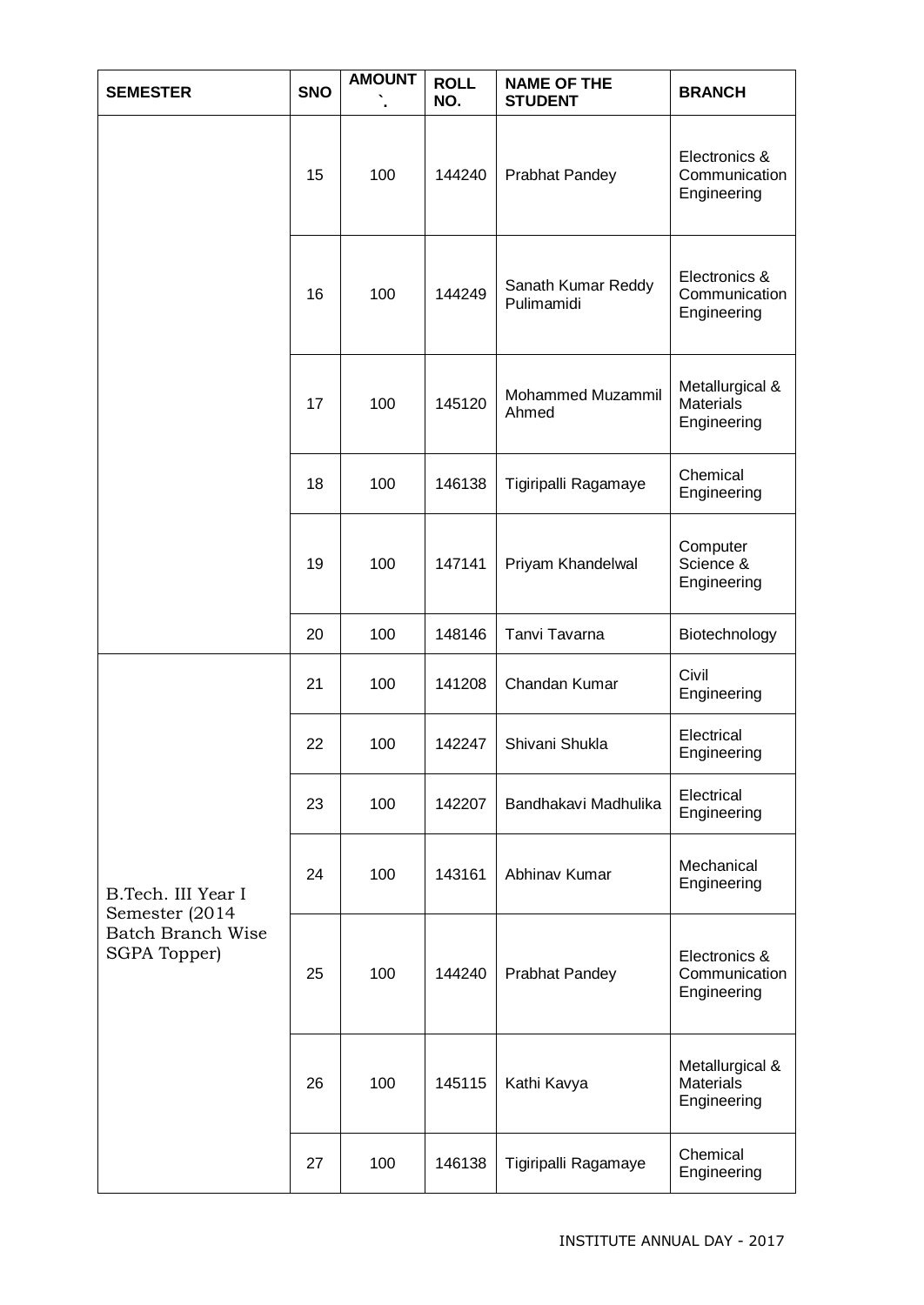| SEMESTER | SNO | AMOUNT `. | ROLL NO. | NAME OF THE STUDENT | BRANCH |
|---|---|---|---|---|---|
| | 15 | 100 | 144240 | Prabhat Pandey | Electronics & Communication Engineering |
| | 16 | 100 | 144249 | Sanath Kumar Reddy Pulimamidi | Electronics & Communication Engineering |
| | 17 | 100 | 145120 | Mohammed Muzammil Ahmed | Metallurgical & Materials Engineering |
| | 18 | 100 | 146138 | Tigiripalli Ragamaye | Chemical Engineering |
| | 19 | 100 | 147141 | Priyam Khandelwal | Computer Science & Engineering |
| | 20 | 100 | 148146 | Tanvi Tavarna | Biotechnology |
| B.Tech. III Year I Semester (2014 Batch Branch Wise SGPA Topper) | 21 | 100 | 141208 | Chandan Kumar | Civil Engineering |
| | 22 | 100 | 142247 | Shivani Shukla | Electrical Engineering |
| | 23 | 100 | 142207 | Bandhakavi Madhulika | Electrical Engineering |
| | 24 | 100 | 143161 | Abhinav Kumar | Mechanical Engineering |
| | 25 | 100 | 144240 | Prabhat Pandey | Electronics & Communication Engineering |
| | 26 | 100 | 145115 | Kathi Kavya | Metallurgical & Materials Engineering |
| | 27 | 100 | 146138 | Tigiripalli Ragamaye | Chemical Engineering |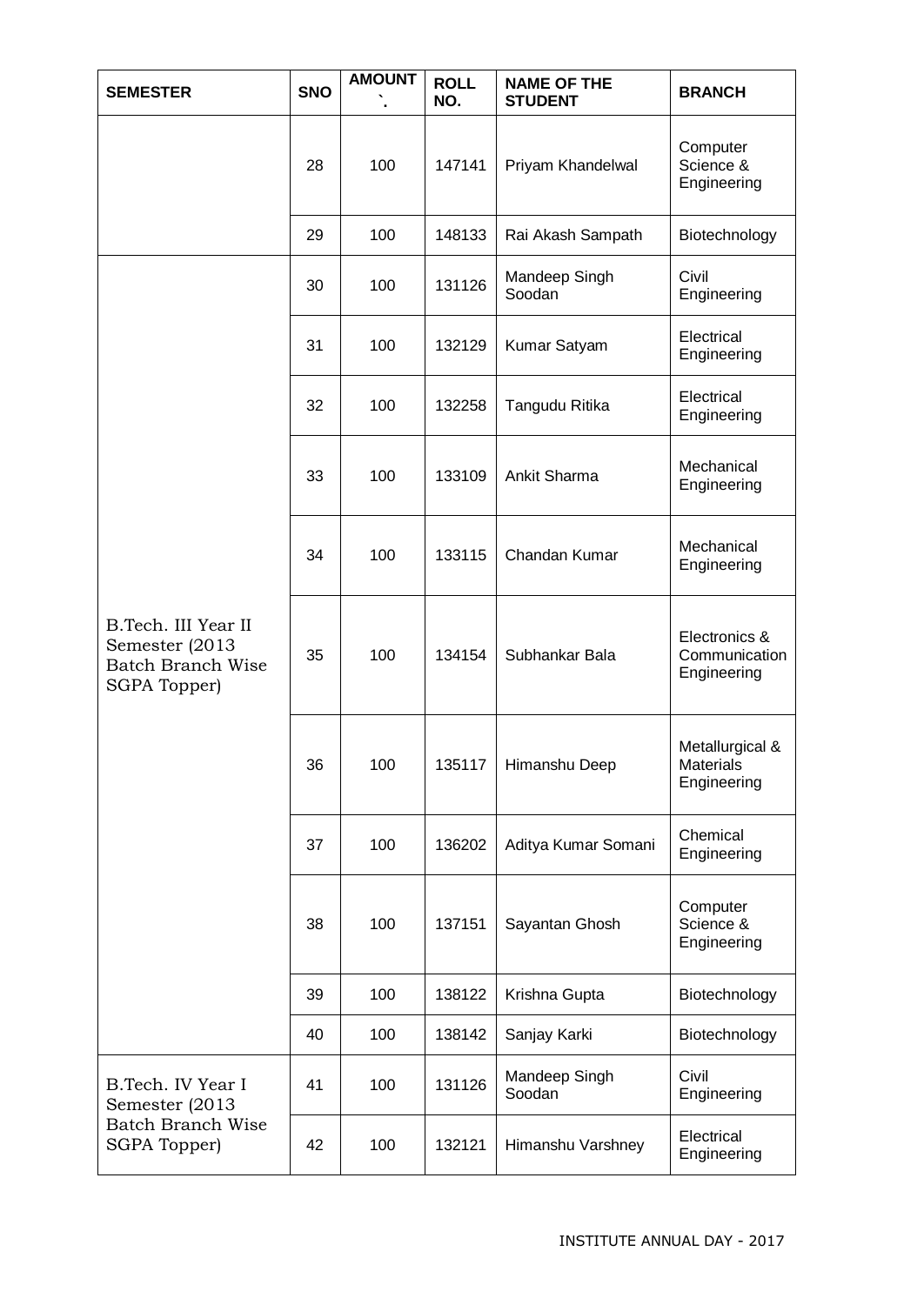| SEMESTER | SNO | AMOUNT `. | ROLL NO. | NAME OF THE STUDENT | BRANCH |
|---|---|---|---|---|---|
| | 28 | 100 | 147141 | Priyam Khandelwal | Computer Science & Engineering |
| | 29 | 100 | 148133 | Rai Akash Sampath | Biotechnology |
| B.Tech. III Year II Semester (2013 Batch Branch Wise SGPA Topper) | 30 | 100 | 131126 | Mandeep Singh Soodan | Civil Engineering |
| | 31 | 100 | 132129 | Kumar Satyam | Electrical Engineering |
| | 32 | 100 | 132258 | Tangudu Ritika | Electrical Engineering |
| | 33 | 100 | 133109 | Ankit Sharma | Mechanical Engineering |
| | 34 | 100 | 133115 | Chandan Kumar | Mechanical Engineering |
| | 35 | 100 | 134154 | Subhankar Bala | Electronics & Communication Engineering |
| | 36 | 100 | 135117 | Himanshu Deep | Metallurgical & Materials Engineering |
| | 37 | 100 | 136202 | Aditya Kumar Somani | Chemical Engineering |
| | 38 | 100 | 137151 | Sayantan Ghosh | Computer Science & Engineering |
| | 39 | 100 | 138122 | Krishna Gupta | Biotechnology |
| | 40 | 100 | 138142 | Sanjay Karki | Biotechnology |
| B.Tech. IV Year I Semester (2013 Batch Branch Wise SGPA Topper) | 41 | 100 | 131126 | Mandeep Singh Soodan | Civil Engineering |
| | 42 | 100 | 132121 | Himanshu Varshney | Electrical Engineering |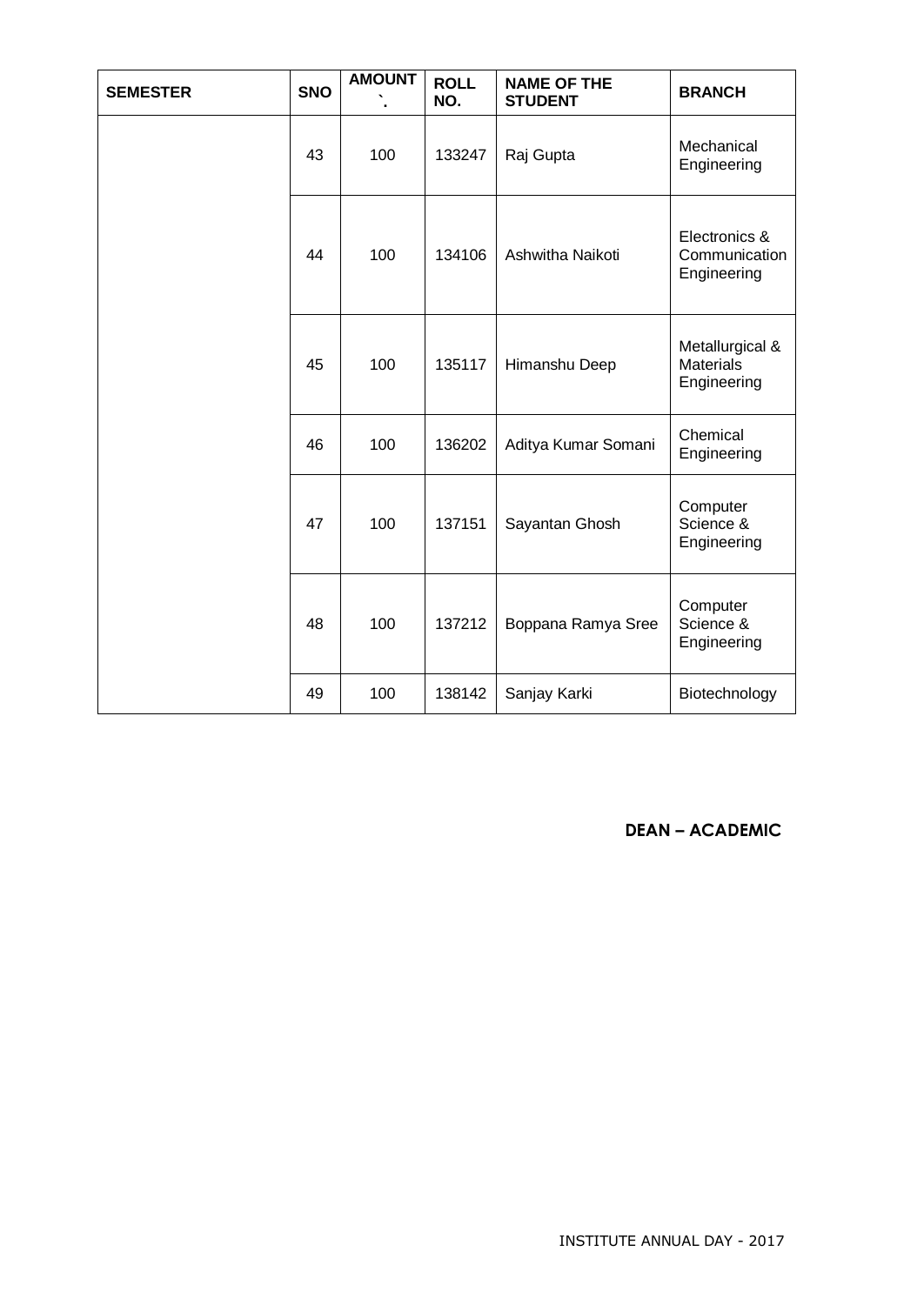| SEMESTER | SNO | AMOUNT `. | ROLL NO. | NAME OF THE STUDENT | BRANCH |
|---|---|---|---|---|---|
| | 43 | 100 | 133247 | Raj Gupta | Mechanical Engineering |
| | 44 | 100 | 134106 | Ashwitha Naikoti | Electronics & Communication Engineering |
| | 45 | 100 | 135117 | Himanshu Deep | Metallurgical & Materials Engineering |
| | 46 | 100 | 136202 | Aditya Kumar Somani | Chemical Engineering |
| | 47 | 100 | 137151 | Sayantan Ghosh | Computer Science & Engineering |
| | 48 | 100 | 137212 | Boppana Ramya Sree | Computer Science & Engineering |
| | 49 | 100 | 138142 | Sanjay Karki | Biotechnology |

**DEAN – ACADEMIC**